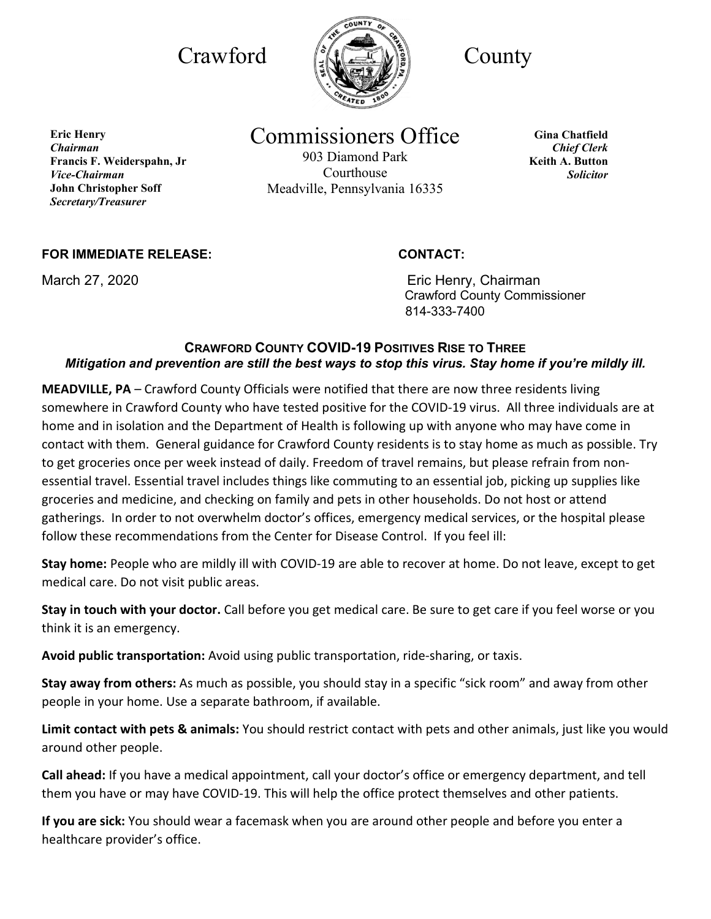# Crawford County

## Commissioners Office

903 Diamond Park
Courthouse
Meadville, Pennsylvania 16335

**Eric Henry**
***Chairman***
**Francis F. Weiderspahn, Jr**
***Vice-Chairman***
**John Christopher Soff**
***Secretary/Treasurer***

**Gina Chatfield**
***Chief Clerk***
**Keith A. Button**
***Solicitor***

**FOR IMMEDIATE RELEASE:**

March 27, 2020

**CONTACT:**

Eric Henry, Chairman
Crawford County Commissioner
814-333-7400

### CRAWFORD COUNTY COVID-19 POSITIVES RISE TO THREE

***Mitigation and prevention are still the best ways to stop this virus. Stay home if you're mildly ill.***

**MEADVILLE, PA** – Crawford County Officials were notified that there are now three residents living somewhere in Crawford County who have tested positive for the COVID-19 virus. All three individuals are at home and in isolation and the Department of Health is following up with anyone who may have come in contact with them. General guidance for Crawford County residents is to stay home as much as possible. Try to get groceries once per week instead of daily. Freedom of travel remains, but please refrain from non-essential travel. Essential travel includes things like commuting to an essential job, picking up supplies like groceries and medicine, and checking on family and pets in other households. Do not host or attend gatherings. In order to not overwhelm doctor's offices, emergency medical services, or the hospital please follow these recommendations from the Center for Disease Control. If you feel ill:

**Stay home:** People who are mildly ill with COVID-19 are able to recover at home. Do not leave, except to get medical care. Do not visit public areas.

**Stay in touch with your doctor.** Call before you get medical care. Be sure to get care if you feel worse or you think it is an emergency.

**Avoid public transportation:** Avoid using public transportation, ride-sharing, or taxis.

**Stay away from others:** As much as possible, you should stay in a specific "sick room" and away from other people in your home. Use a separate bathroom, if available.

**Limit contact with pets & animals:** You should restrict contact with pets and other animals, just like you would around other people.

**Call ahead:** If you have a medical appointment, call your doctor's office or emergency department, and tell them you have or may have COVID-19. This will help the office protect themselves and other patients.

**If you are sick:** You should wear a facemask when you are around other people and before you enter a healthcare provider's office.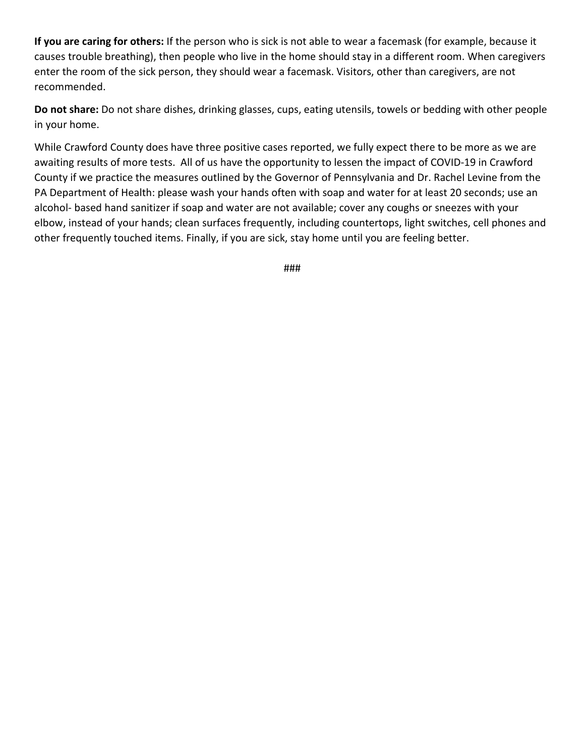**If you are caring for others:** If the person who is sick is not able to wear a facemask (for example, because it causes trouble breathing), then people who live in the home should stay in a different room. When caregivers enter the room of the sick person, they should wear a facemask. Visitors, other than caregivers, are not recommended.

**Do not share:** Do not share dishes, drinking glasses, cups, eating utensils, towels or bedding with other people in your home.

While Crawford County does have three positive cases reported, we fully expect there to be more as we are awaiting results of more tests. All of us have the opportunity to lessen the impact of COVID-19 in Crawford County if we practice the measures outlined by the Governor of Pennsylvania and Dr. Rachel Levine from the PA Department of Health: please wash your hands often with soap and water for at least 20 seconds; use an alcohol- based hand sanitizer if soap and water are not available; cover any coughs or sneezes with your elbow, instead of your hands; clean surfaces frequently, including countertops, light switches, cell phones and other frequently touched items. Finally, if you are sick, stay home until you are feeling better.

###